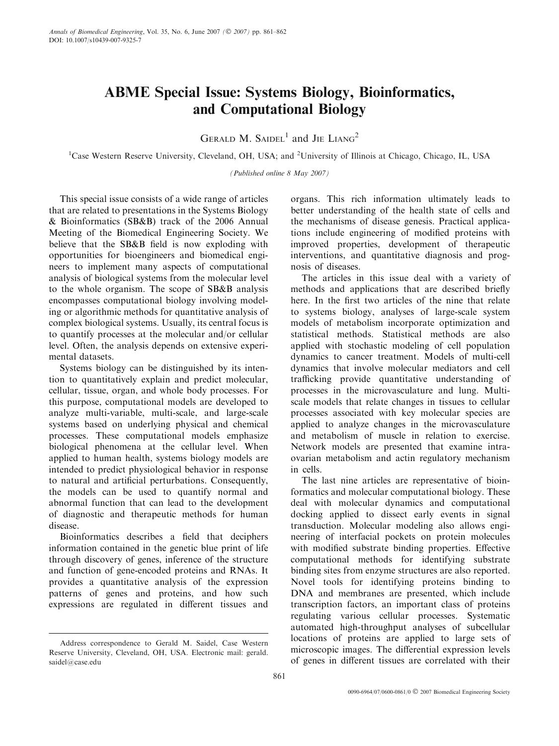# ABME Special Issue: Systems Biology, Bioinformatics, and Computational Biology

Gerald M. Saidel[1] and Jie Liang[2]

[1]Case Western Reserve University, Cleveland, OH, USA; and [2]University of Illinois at Chicago, Chicago, IL, USA

*(Published online 8 May 2007)*

This special issue consists of a wide range of articles that are related to presentations in the Systems Biology & Bioinformatics (SB&B) track of the 2006 Annual Meeting of the Biomedical Engineering Society. We believe that the SB&B field is now exploding with opportunities for bioengineers and biomedical engineers to implement many aspects of computational analysis of biological systems from the molecular level to the whole organism. The scope of SB&B analysis encompasses computational biology involving modeling or algorithmic methods for quantitative analysis of complex biological systems. Usually, its central focus is to quantify processes at the molecular and/or cellular level. Often, the analysis depends on extensive experimental datasets.

Systems biology can be distinguished by its intention to quantitatively explain and predict molecular, cellular, tissue, organ, and whole body processes. For this purpose, computational models are developed to analyze multi-variable, multi-scale, and large-scale systems based on underlying physical and chemical processes. These computational models emphasize biological phenomena at the cellular level. When applied to human health, systems biology models are intended to predict physiological behavior in response to natural and artificial perturbations. Consequently, the models can be used to quantify normal and abnormal function that can lead to the development of diagnostic and therapeutic methods for human disease.

Bioinformatics describes a field that deciphers information contained in the genetic blue print of life through discovery of genes, inference of the structure and function of gene-encoded proteins and RNAs. It provides a quantitative analysis of the expression patterns of genes and proteins, and how such expressions are regulated in different tissues and organs. This rich information ultimately leads to better understanding of the health state of cells and the mechanisms of disease genesis. Practical applications include engineering of modified proteins with improved properties, development of therapeutic interventions, and quantitative diagnosis and prognosis of diseases.

The articles in this issue deal with a variety of methods and applications that are described briefly here. In the first two articles of the nine that relate to systems biology, analyses of large-scale system models of metabolism incorporate optimization and statistical methods. Statistical methods are also applied with stochastic modeling of cell population dynamics to cancer treatment. Models of multi-cell dynamics that involve molecular mediators and cell trafficking provide quantitative understanding of processes in the microvasculature and lung. Multi-scale models that relate changes in tissues to cellular processes associated with key molecular species are applied to analyze changes in the microvasculature and metabolism of muscle in relation to exercise. Network models are presented that examine intra-ovarian metabolism and actin regulatory mechanism in cells.

The last nine articles are representative of bioinformatics and molecular computational biology. These deal with molecular dynamics and computational docking applied to dissect early events in signal transduction. Molecular modeling also allows engineering of interfacial pockets on protein molecules with modified substrate binding properties. Effective computational methods for identifying substrate binding sites from enzyme structures are also reported. Novel tools for identifying proteins binding to DNA and membranes are presented, which include transcription factors, an important class of proteins regulating various cellular processes. Systematic automated high-throughput analyses of subcellular locations of proteins are applied to large sets of microscopic images. The differential expression levels of genes in different tissues are correlated with their

Address correspondence to Gerald M. Saidel, Case Western Reserve University, Cleveland, OH, USA. Electronic mail: gerald.saidel@case.edu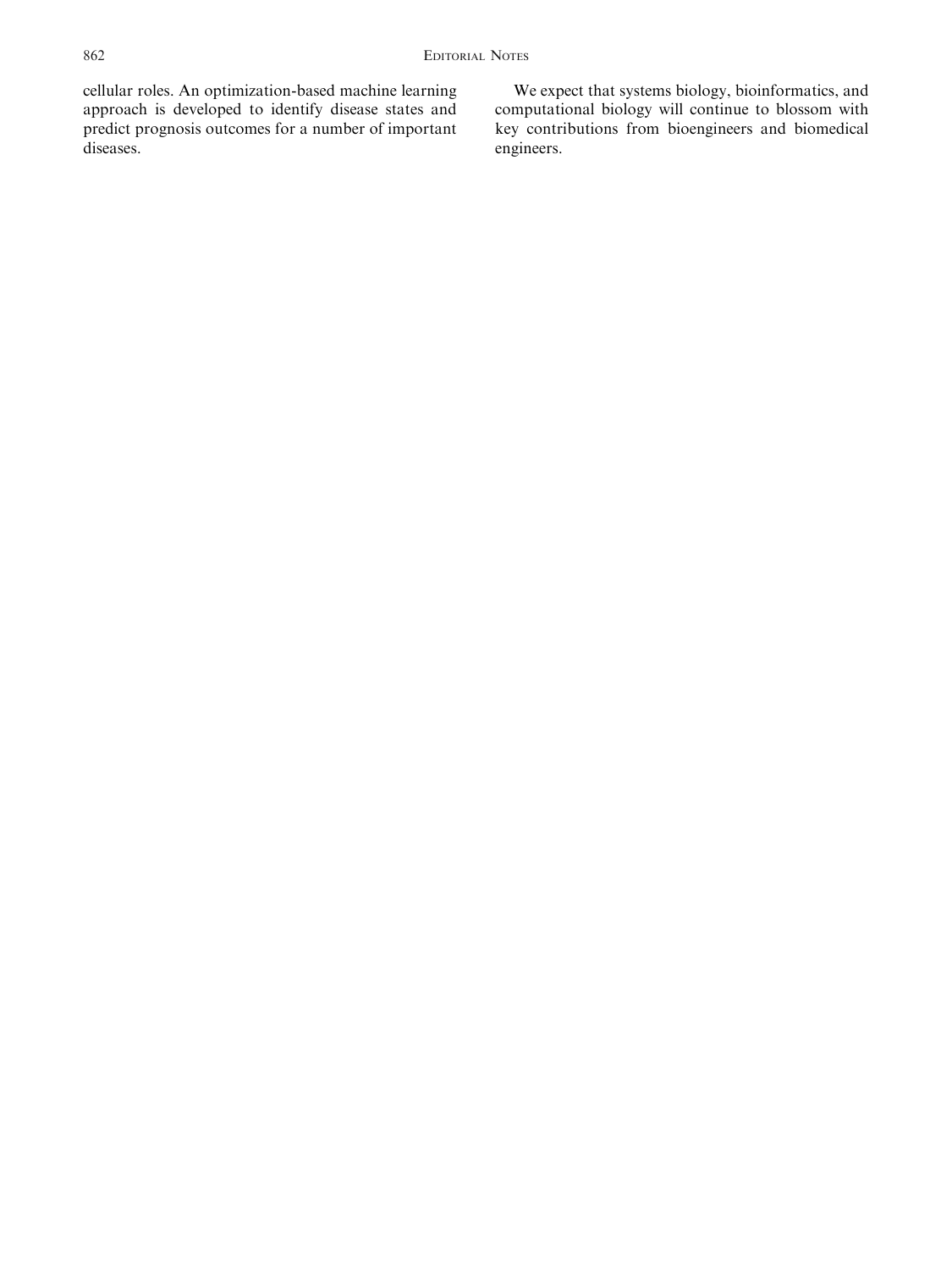cellular roles. An optimization-based machine learning approach is developed to identify disease states and predict prognosis outcomes for a number of important diseases.

We expect that systems biology, bioinformatics, and computational biology will continue to blossom with key contributions from bioengineers and biomedical engineers.